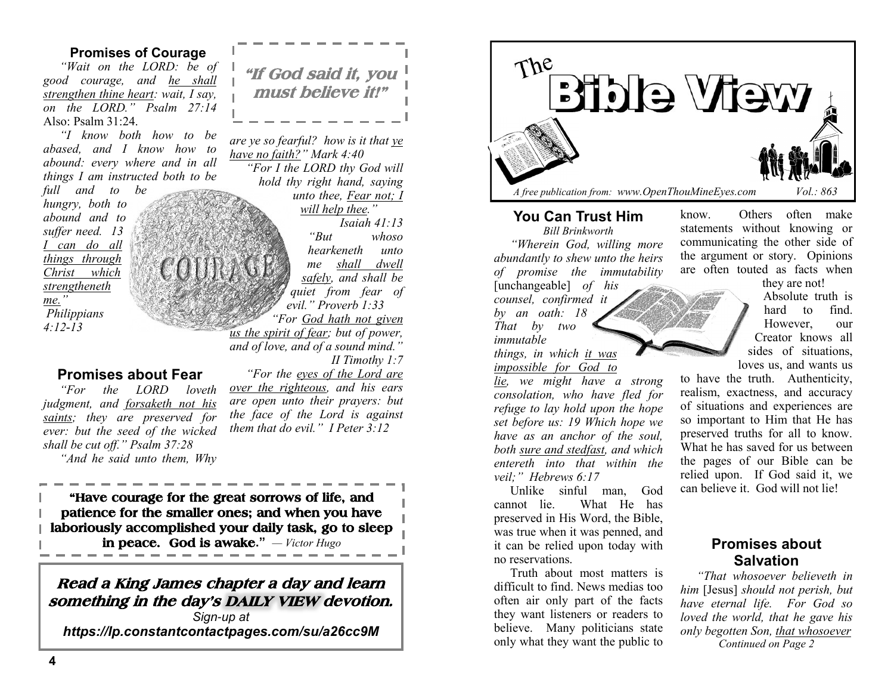## Promises of Courage

*"Wait on the LORD: be of good courage, and he shall strengthen thine heart: wait, I say, on the LORD." Psalm 27:14* Also: Psalm 31:24.

*"I know both how to be abased, and I know how to abound: every where and in all things I am instructed both to be full and to be hungry, both to abound and to suffer need. 13 I can do all things through Christ which strengtheneth me." Philippians 4:12-13*

**"If God said it, you must believe it!"**

## Promises about Fear

*"For the LORD loveth judgment, and forsaketh not his saints; they are preserved for ever: but the seed of the wicked shall be cut off." Psalm 37:28*

*"And he said unto them, Why are ye so fearful? how is it that ye have no faith?" Mark 4:40*

*"For I the LORD thy God will hold thy right hand, saying unto thee, Fear not; I will help thee." Isaiah 41:13*

*"But whoso hearkeneth unto me shall dwell safely, and shall be quiet from fear of evil." Proverb 1:33*

*"For God hath not given us the spirit of fear; but of power, and of love, and of a sound mind." II Timothy 1:7*

*"For the eyes of the Lord are over the righteous, and his ears are open unto their prayers: but the face of the Lord is against them that do evil." I Peter 3:12*

**"Have courage for the great sorrows of life, and patience for the smaller ones; and when you have laboriously accomplished your daily task, go to sleep in peace. God is awake."** *— Victor Hugo*

***Read a King James chapter a day and learn something in the day's DAILY VIEW devotion.***

*Sign-up at*

***https://lp.constantcontactpages.com/su/a26cc9M***

# The Bible View

*A free publication from: www.OpenThouMineEyes.com Vol.: 863*

## You Can Trust Him

*Bill Brinkworth*

*"Wherein God, willing more abundantly to shew unto the heirs of promise the immutability* [unchangeable] *of his counsel, confirmed it by an oath: 18 That by two immutable things, in which it was impossible for God to lie, we might have a strong consolation, who have fled for refuge to lay hold upon the hope set before us: 19 Which hope we have as an anchor of the soul, both sure and stedfast, and which entereth into that within the veil;" Hebrews 6:17*

Unlike sinful man, God cannot lie. What He has preserved in His Word, the Bible, was true when it was penned, and it can be relied upon today with no reservations.

Truth about most matters is difficult to find. News medias too often air only part of the facts they want listeners or readers to believe. Many politicians state only what they want the public to know. Others often make statements without knowing or communicating the other side of the argument or story. Opinions are often touted as facts when they are not!

Absolute truth is hard to find. However, our Creator knows all sides of situations, loves us, and wants us to have the truth. Authenticity, realism, exactness, and accuracy of situations and experiences are so important to Him that He has preserved truths for all to know. What he has saved for us between the pages of our Bible can be relied upon. If God said it, we can believe it. God will not lie!

## Promises about Salvation

*"That whosoever believeth in him* [Jesus] *should not perish, but have eternal life. For God so loved the world, that he gave his only begotten Son, that whosoever*

*Continued on Page 2*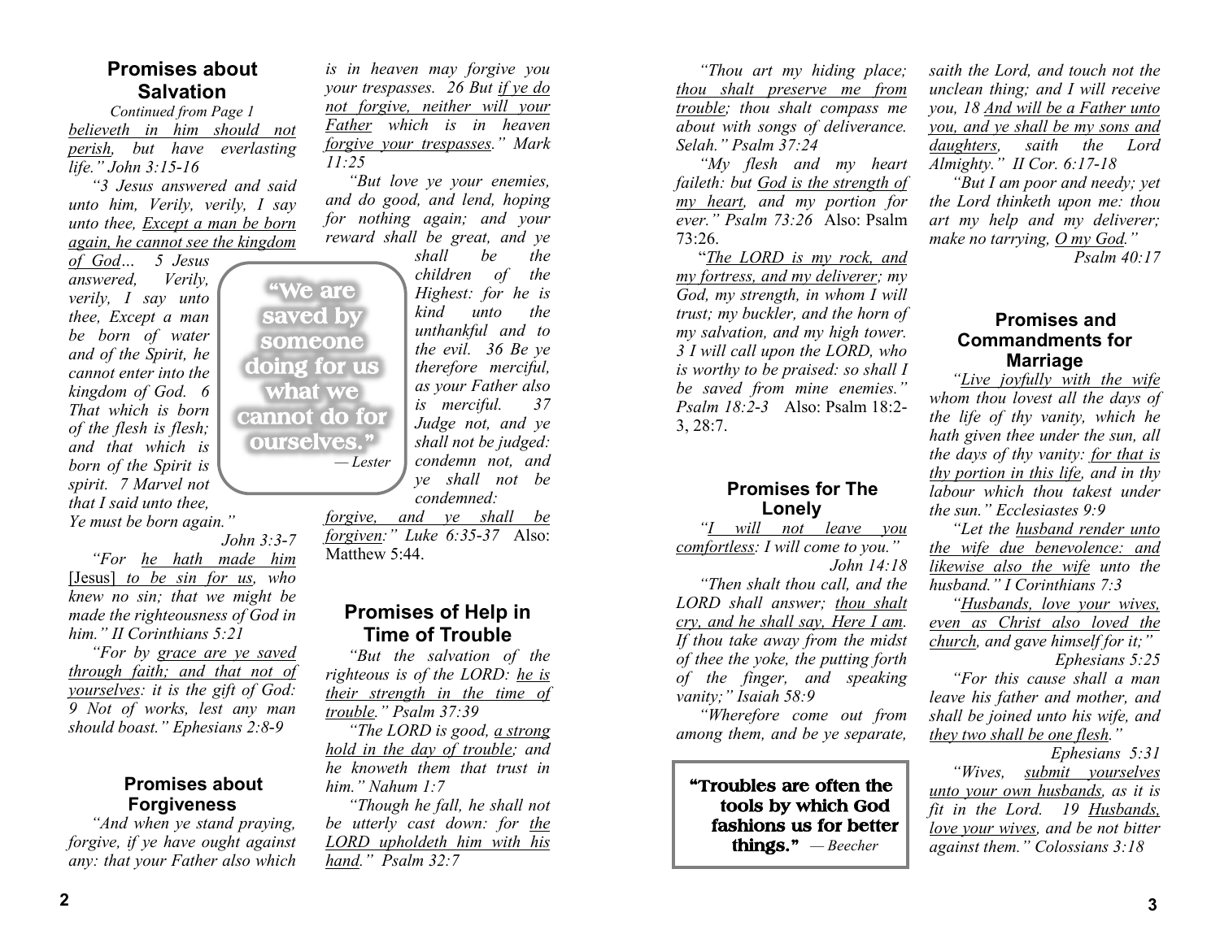## Promises about Salvation

*Continued from Page 1*

*believeth in him should not perish, but have everlasting life." John 3:15-16*

*"3 Jesus answered and said unto him, Verily, verily, I say unto thee, Except a man be born again, he cannot see the kingdom of God… 5 Jesus answered, Verily, verily, I say unto thee, Except a man be born of water and of the Spirit, he cannot enter into the kingdom of God. 6 That which is born of the flesh is flesh; and that which is born of the Spirit is spirit. 7 Marvel not that I said unto thee, Ye must be born again."*

*John 3:3-7*

*"For he hath made him* [Jesus] *to be sin for us, who knew no sin; that we might be made the righteousness of God in him." II Corinthians 5:21*

*"For by grace are ye saved through faith; and that not of yourselves: it is the gift of God: 9 Not of works, lest any man should boast." Ephesians 2:8-9*

> **"We are saved by someone doing for us what we cannot do for ourselves."** *— Lester*

## Promises about Forgiveness

*"And when ye stand praying, forgive, if ye have ought against any: that your Father also which is in heaven may forgive you your trespasses. 26 But if ye do not forgive, neither will your Father which is in heaven forgive your trespasses." Mark 11:25*

*"But love ye your enemies, and do good, and lend, hoping for nothing again; and your reward shall be great, and ye shall be the children of the Highest: for he is kind unto the unthankful and to the evil. 36 Be ye therefore merciful, as your Father also is merciful. 37 Judge not, and ye shall not be judged: condemn not, and ye shall not be condemned: forgive, and ye shall be forgiven:" Luke 6:35-37* Also: Matthew 5:44.

## Promises of Help in Time of Trouble

*"But the salvation of the righteous is of the LORD: he is their strength in the time of trouble." Psalm 37:39*

*"The LORD is good, a strong hold in the day of trouble; and he knoweth them that trust in him." Nahum 1:7*

*"Though he fall, he shall not be utterly cast down: for the LORD upholdeth him with his hand." Psalm 32:7*

*"Thou art my hiding place; thou shalt preserve me from trouble; thou shalt compass me about with songs of deliverance. Selah." Psalm 37:24*

*"My flesh and my heart faileth: but God is the strength of my heart, and my portion for ever." Psalm 73:26* Also: Psalm 73:26.

"*The LORD is my rock, and my fortress, and my deliverer; my God, my strength, in whom I will trust; my buckler, and the horn of my salvation, and my high tower. 3 I will call upon the LORD, who is worthy to be praised: so shall I be saved from mine enemies." Psalm 18:2-3* Also: Psalm 18:2-3, 28:7.

## Promises for The Lonely

*"I will not leave you comfortless: I will come to you."*

*John 14:18*

*"Then shalt thou call, and the LORD shall answer; thou shalt cry, and he shall say, Here I am. If thou take away from the midst of thee the yoke, the putting forth of the finger, and speaking vanity;" Isaiah 58:9*

*"Wherefore come out from among them, and be ye separate, saith the Lord, and touch not the unclean thing; and I will receive you, 18 And will be a Father unto you, and ye shall be my sons and daughters, saith the Lord Almighty." II Cor. 6:17-18*

*"But I am poor and needy; yet the Lord thinketh upon me: thou art my help and my deliverer; make no tarrying, O my God."*

*Psalm 40:17*

> **"Troubles are often the tools by which God fashions us for better things."** *— Beecher*

## Promises and Commandments for Marriage

*"Live joyfully with the wife whom thou lovest all the days of the life of thy vanity, which he hath given thee under the sun, all the days of thy vanity: for that is thy portion in this life, and in thy labour which thou takest under the sun." Ecclesiastes 9:9*

*"Let the husband render unto the wife due benevolence: and likewise also the wife unto the husband." I Corinthians 7:3*

*"Husbands, love your wives, even as Christ also loved the church, and gave himself for it;"*

*Ephesians 5:25*

*"For this cause shall a man leave his father and mother, and shall be joined unto his wife, and they two shall be one flesh."*

*Ephesians 5:31*

*"Wives, submit yourselves unto your own husbands, as it is fit in the Lord. 19 Husbands, love your wives, and be not bitter against them." Colossians 3:18*